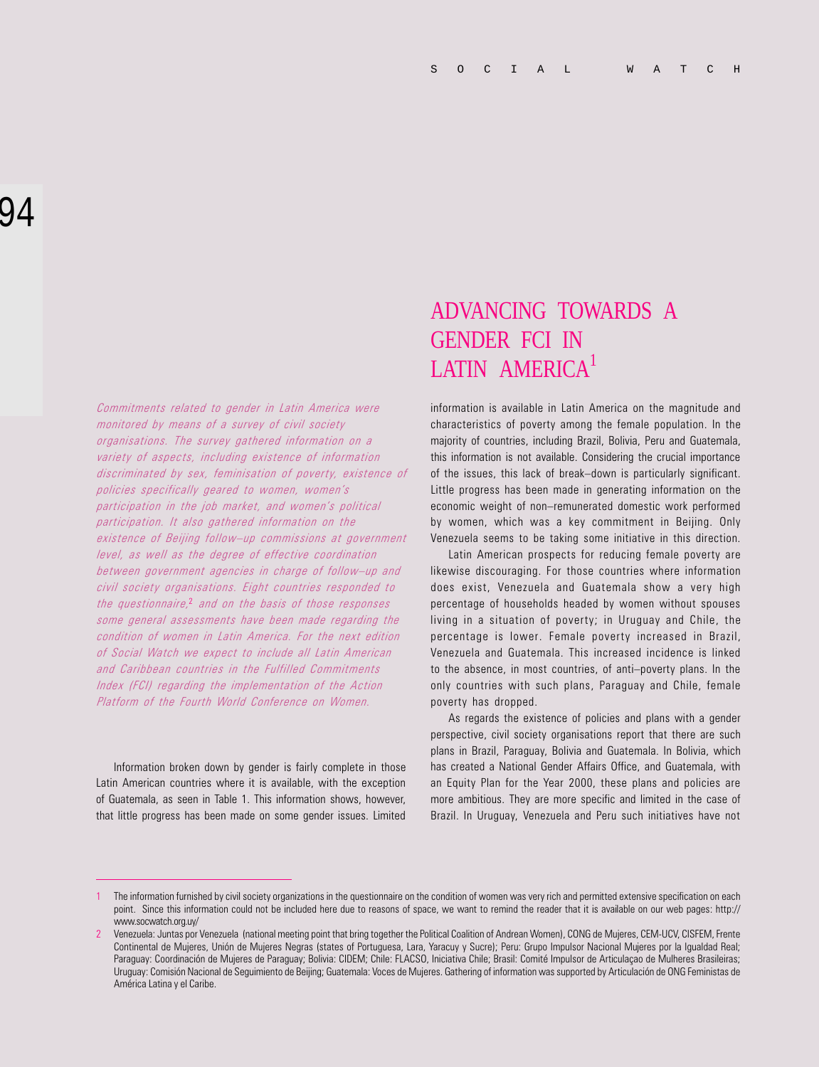# ADVANCING TOWARDS A GENDER FCI IN LATIN AMERICA[1]

*Commitments related to gender in Latin America were monitored by means of a survey of civil society organisations. The survey gathered information on a variety of aspects, including existence of information discriminated by sex, feminisation of poverty, existence of policies specifically geared to women, women's participation in the job market, and women's political participation. It also gathered information on the existence of Beijing follow–up commissions at government level, as well as the degree of effective coordination between government agencies in charge of follow–up and civil society organisations. Eight countries responded to the questionnaire,[2] and on the basis of those responses some general assessments have been made regarding the condition of women in Latin America. For the next edition of Social Watch we expect to include all Latin American and Caribbean countries in the Fulfilled Commitments Index (FCI) regarding the implementation of the Action Platform of the Fourth World Conference on Women.*

Information broken down by gender is fairly complete in those Latin American countries where it is available, with the exception of Guatemala, as seen in Table 1. This information shows, however, that little progress has been made on some gender issues. Limited information is available in Latin America on the magnitude and characteristics of poverty among the female population. In the majority of countries, including Brazil, Bolivia, Peru and Guatemala, this information is not available. Considering the crucial importance of the issues, this lack of break–down is particularly significant. Little progress has been made in generating information on the economic weight of non–remunerated domestic work performed by women, which was a key commitment in Beijing. Only Venezuela seems to be taking some initiative in this direction.

Latin American prospects for reducing female poverty are likewise discouraging. For those countries where information does exist, Venezuela and Guatemala show a very high percentage of households headed by women without spouses living in a situation of poverty; in Uruguay and Chile, the percentage is lower. Female poverty increased in Brazil, Venezuela and Guatemala. This increased incidence is linked to the absence, in most countries, of anti–poverty plans. In the only countries with such plans, Paraguay and Chile, female poverty has dropped.

As regards the existence of policies and plans with a gender perspective, civil society organisations report that there are such plans in Brazil, Paraguay, Bolivia and Guatemala. In Bolivia, which has created a National Gender Affairs Office, and Guatemala, with an Equity Plan for the Year 2000, these plans and policies are more ambitious. They are more specific and limited in the case of Brazil. In Uruguay, Venezuela and Peru such initiatives have not

---

1 The information furnished by civil society organizations in the questionnaire on the condition of women was very rich and permitted extensive specification on each point. Since this information could not be included here due to reasons of space, we want to remind the reader that it is available on our web pages: http://www.socwatch.org.uy/

2 Venezuela: Juntas por Venezuela (national meeting point that bring together the Political Coalition of Andrean Women), CONG de Mujeres, CEM-UCV, CISFEM, Frente Continental de Mujeres, Unión de Mujeres Negras (states of Portuguesa, Lara, Yaracuy y Sucre); Peru: Grupo Impulsor Nacional Mujeres por la Igualdad Real; Paraguay: Coordinación de Mujeres de Paraguay; Bolivia: CIDEM; Chile: FLACSO, Iniciativa Chile; Brasil: Comité Impulsor de Articulaçao de Mulheres Brasileiras; Uruguay: Comisión Nacional de Seguimiento de Beijing; Guatemala: Voces de Mujeres. Gathering of information was supported by Articulación de ONG Feministas de América Latina y el Caribe.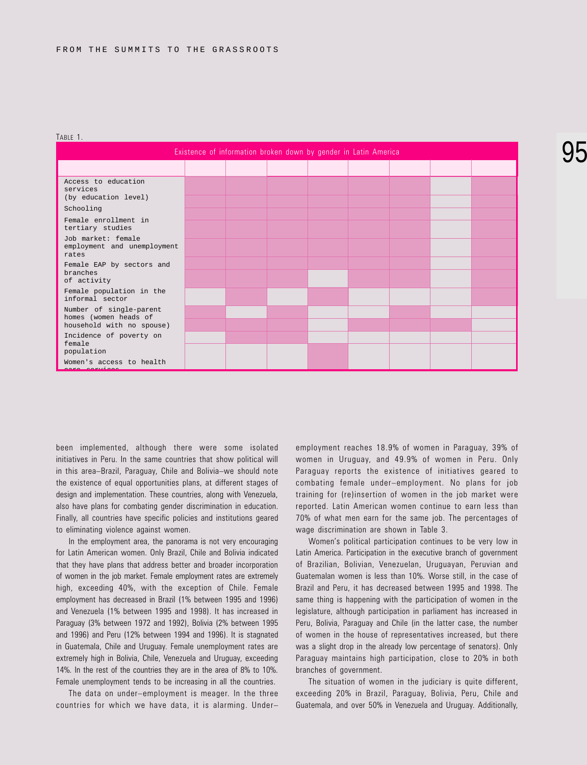Table 1.

| Existence of information broken down by gender in Latin America | | | | | | | | |
|---|---|---|---|---|---|---|---|---|
| | | | | | | | | |
| Access to education services (by education level) | | | | | | | | |
| Schooling | | | | | | | | |
| Female enrollment in tertiary studies | | | | | | | | |
| Job market: female employment and unemployment rates | | | | | | | | |
| Female EAP by sectors and branches of activity | | | | | | | | |
| Female population in the informal sector | | | | | | | | |
| Number of single-parent homes (women heads of household with no spouse) | | | | | | | | |
| Incidence of poverty on female population | | | | | | | | |
| Women's access to health care services | | | | | | | | |

been implemented, although there were some isolated initiatives in Peru. In the same countries that show political will in this area–Brazil, Paraguay, Chile and Bolivia–we should note the existence of equal opportunities plans, at different stages of design and implementation. These countries, along with Venezuela, also have plans for combating gender discrimination in education. Finally, all countries have specific policies and institutions geared to eliminating violence against women.

In the employment area, the panorama is not very encouraging for Latin American women. Only Brazil, Chile and Bolivia indicated that they have plans that address better and broader incorporation of women in the job market. Female employment rates are extremely high, exceeding 40%, with the exception of Chile. Female employment has decreased in Brazil (1% between 1995 and 1996) and Venezuela (1% between 1995 and 1998). It has increased in Paraguay (3% between 1972 and 1992), Bolivia (2% between 1995 and 1996) and Peru (12% between 1994 and 1996). It is stagnated in Guatemala, Chile and Uruguay. Female unemployment rates are extremely high in Bolivia, Chile, Venezuela and Uruguay, exceeding 14%. In the rest of the countries they are in the area of 8% to 10%. Female unemployment tends to be increasing in all the countries.

The data on under–employment is meager. In the three countries for which we have data, it is alarming. Under–employment reaches 18.9% of women in Paraguay, 39% of women in Uruguay, and 49.9% of women in Peru. Only Paraguay reports the existence of initiatives geared to combating female under–employment. No plans for job training for (re)insertion of women in the job market were reported. Latin American women continue to earn less than 70% of what men earn for the same job. The percentages of wage discrimination are shown in Table 3.

Women's political participation continues to be very low in Latin America. Participation in the executive branch of government of Brazilian, Bolivian, Venezuelan, Uruguayan, Peruvian and Guatemalan women is less than 10%. Worse still, in the case of Brazil and Peru, it has decreased between 1995 and 1998. The same thing is happening with the participation of women in the legislature, although participation in parliament has increased in Peru, Bolivia, Paraguay and Chile (in the latter case, the number of women in the house of representatives increased, but there was a slight drop in the already low percentage of senators). Only Paraguay maintains high participation, close to 20% in both branches of government.

The situation of women in the judiciary is quite different, exceeding 20% in Brazil, Paraguay, Bolivia, Peru, Chile and Guatemala, and over 50% in Venezuela and Uruguay. Additionally,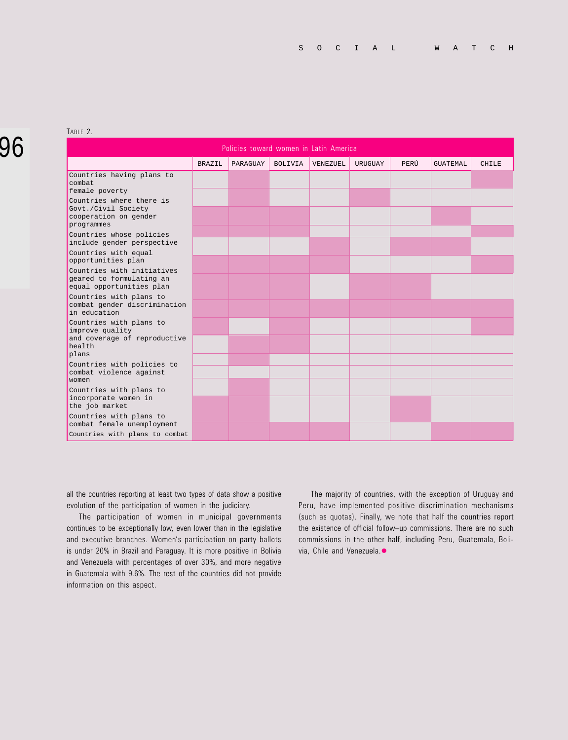TABLE 2.

| Policies toward women in Latin America | BRAZIL | PARAGUAY | BOLIVIA | VENEZUEL | URUGUAY | PERÚ | GUATEMAL | CHILE |
|---|---|---|---|---|---|---|---|---|
| Countries having plans to combat female poverty | | X | | | | | | X |
| Countries where there is Govt./Civil Society cooperation on gender programmes | | X | | | X | | | |
| | X | X | X | | | | X | |
| Countries whose policies include gender perspective | X | X | X | | | | | X |
| Countries with equal opportunities plan | | | | X | | X | X | |
| Countries with initiatives geared to formulating an equal opportunities plan | X | X | X | X | | | | X |
| Countries with plans to combat gender discrimination in education | X | X | X | | X | X | | |
| Countries with plans to improve quality and coverage of reproductive health plans | X | X | X | X | X | X | X | X |
| | X | | X | | | | | X |
| | | X | X | | | | | |
| Countries with policies to combat violence against women | | X | | | | | | |
| | | | | | | | | |
| Countries with plans to incorporate women in the job market | | X | | | | | | |
| Countries with plans to combat female unemployment | X | X | | | | X | | |
| Countries with plans to combat | X | X | X | X | | | X | X |

all the countries reporting at least two types of data show a positive evolution of the participation of women in the judiciary.

The participation of women in municipal governments continues to be exceptionally low, even lower than in the legislative and executive branches. Women's participation on party ballots is under 20% in Brazil and Paraguay. It is more positive in Bolivia and Venezuela with percentages of over 30%, and more negative in Guatemala with 9.6%. The rest of the countries did not provide information on this aspect.

The majority of countries, with the exception of Uruguay and Peru, have implemented positive discrimination mechanisms (such as quotas). Finally, we note that half the countries report the existence of official follow–up commissions. There are no such commissions in the other half, including Peru, Guatemala, Bolivia, Chile and Venezuela.●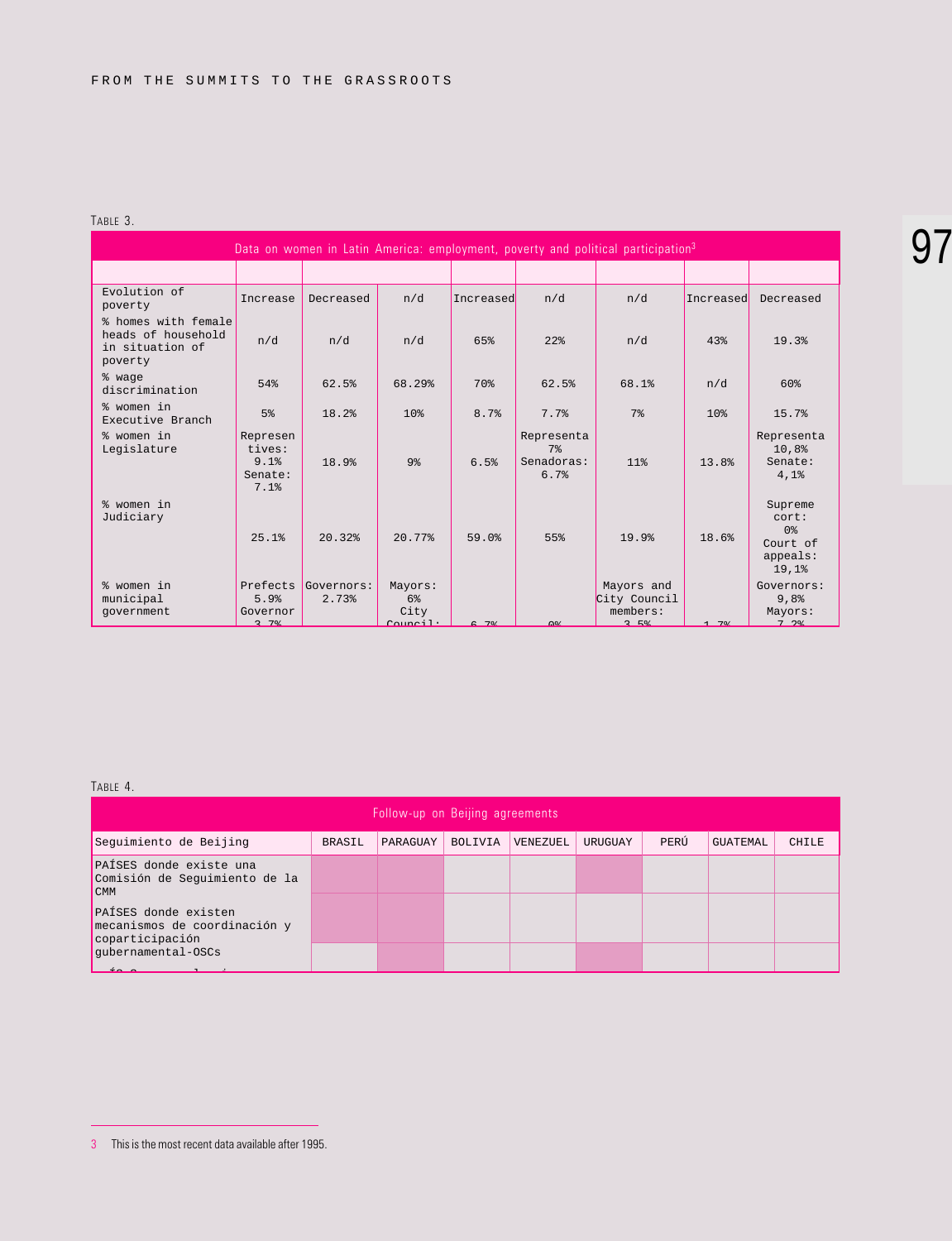Table 3.

| Data on women in Latin America: employment, poverty and political participation[3] | | | | | | | | |
|---|---|---|---|---|---|---|---|---|
| | | | | | | | | |
| Evolution of poverty | Increase | Decreased | n/d | Increased | n/d | n/d | Increased | Decreased |
| % homes with female heads of household in situation of poverty | n/d | n/d | n/d | 65% | 22% | n/d | 43% | 19.3% |
| % wage discrimination | 54% | 62.5% | 68.29% | 70% | 62.5% | 68.1% | n/d | 60% |
| % women in Executive Branch | 5% | 18.2% | 10% | 8.7% | 7.7% | 7% | 10% | 15.7% |
| % women in Legislature | Representatives: 9.1% Senate: 7.1% | 18.9% | 9% | 6.5% | Representa 7% Senadoras: 6.7% | 11% | 13.8% | Representa 10,8% Senate: 4,1% |
| % women in Judiciary | 25.1% | 20.32% | 20.77% | 59.0% | 55% | 19.9% | 18.6% | Supreme cort: 0% Court of appeals: 19,1% |
| % women in municipal government | Prefects 5.9% Governor 3.7% | Governors: 2.73% | Mayors: 6% City Council: | 6.7% | 0% | Mayors and City Council members: 3.5% | 1.7% | Governors: 9,8% Mayors: 7.2% |

Table 4.

| Follow-up on Beijing agreements | | | | | | | | |
|---|---|---|---|---|---|---|---|---|
| Seguimiento de Beijing | BRASIL | PARAGUAY | BOLIVIA | VENEZUEL | URUGUAY | PERÚ | GUATEMAL | CHILE |
| PAÍSES donde existe una Comisión de Seguimiento de la CMM | | | | | | | | |
| PAÍSES donde existen mecanismos de coordinación y coparticipación gubernamental-OSCs | | | | | | | | |

3 This is the most recent data available after 1995.